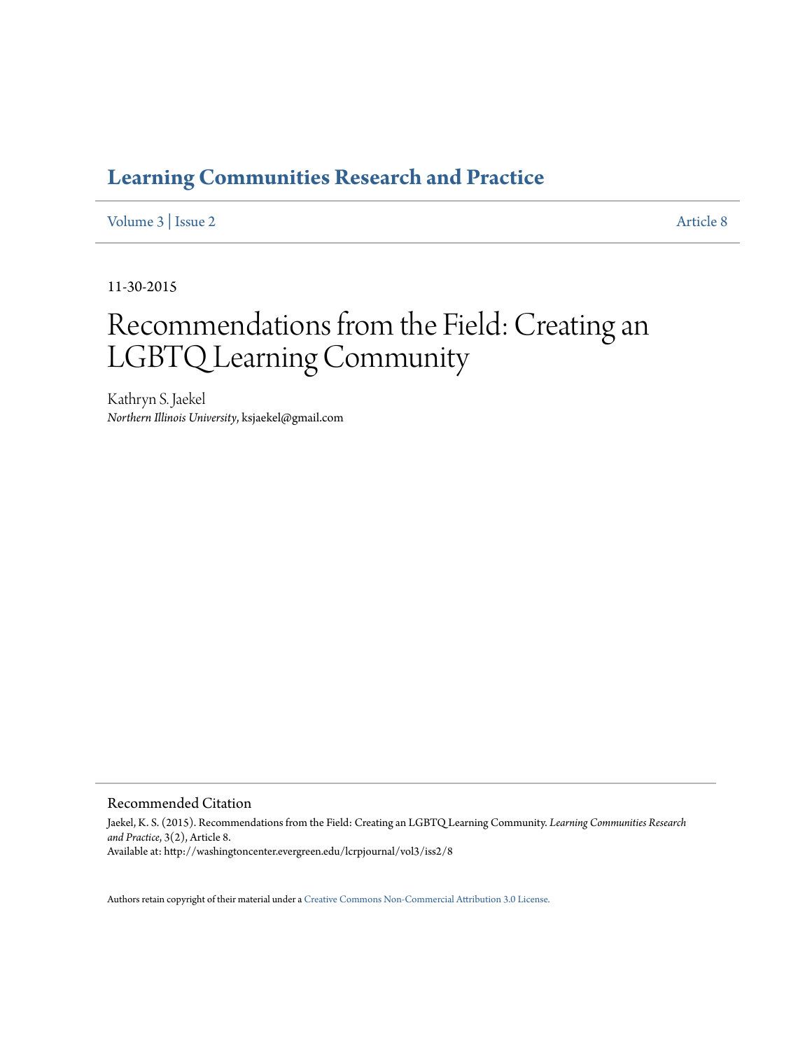**Learning Communities Research and Practice**

Volume 3 | Issue 2 Article 8

11-30-2015

# Recommendations from the Field: Creating an LGBTQ Learning Community

Kathryn S. Jaekel
*Northern Illinois University*, ksjaekel@gmail.com

## Recommended Citation

Jaekel, K. S. (2015). Recommendations from the Field: Creating an LGBTQ Learning Community. *Learning Communities Research and Practice*, 3(2), Article 8.
Available at: http://washingtoncenter.evergreen.edu/lcrpjournal/vol3/iss2/8

Authors retain copyright of their material under a Creative Commons Non-Commercial Attribution 3.0 License.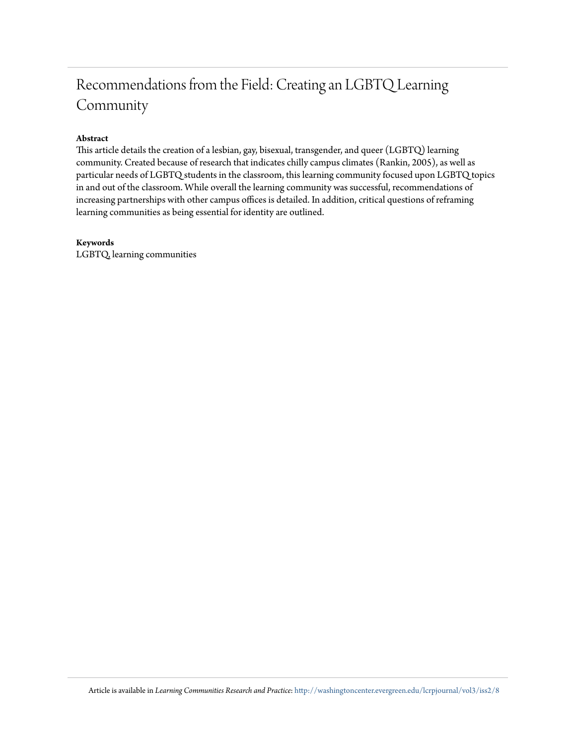# Recommendations from the Field: Creating an LGBTQ Learning Community

**Abstract**

This article details the creation of a lesbian, gay, bisexual, transgender, and queer (LGBTQ) learning community. Created because of research that indicates chilly campus climates (Rankin, 2005), as well as particular needs of LGBTQ students in the classroom, this learning community focused upon LGBTQ topics in and out of the classroom. While overall the learning community was successful, recommendations of increasing partnerships with other campus offices is detailed. In addition, critical questions of reframing learning communities as being essential for identity are outlined.

**Keywords**

LGBTQ, learning communities

Article is available in *Learning Communities Research and Practice*: http://washingtoncenter.evergreen.edu/lcrpjournal/vol3/iss2/8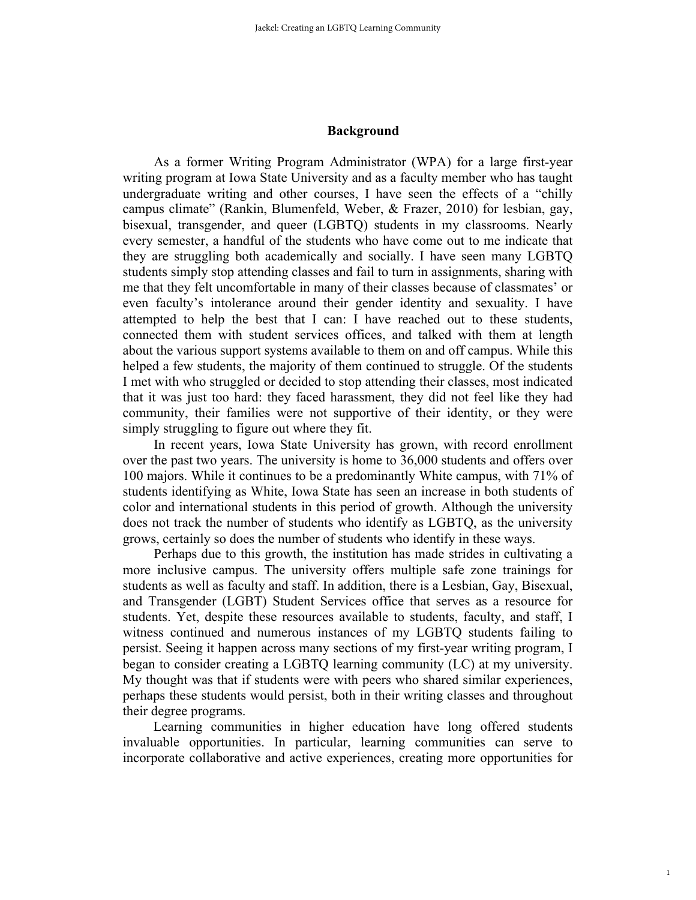## Background

As a former Writing Program Administrator (WPA) for a large first-year writing program at Iowa State University and as a faculty member who has taught undergraduate writing and other courses, I have seen the effects of a "chilly campus climate" (Rankin, Blumenfeld, Weber, & Frazer, 2010) for lesbian, gay, bisexual, transgender, and queer (LGBTQ) students in my classrooms. Nearly every semester, a handful of the students who have come out to me indicate that they are struggling both academically and socially. I have seen many LGBTQ students simply stop attending classes and fail to turn in assignments, sharing with me that they felt uncomfortable in many of their classes because of classmates' or even faculty's intolerance around their gender identity and sexuality. I have attempted to help the best that I can: I have reached out to these students, connected them with student services offices, and talked with them at length about the various support systems available to them on and off campus. While this helped a few students, the majority of them continued to struggle. Of the students I met with who struggled or decided to stop attending their classes, most indicated that it was just too hard: they faced harassment, they did not feel like they had community, their families were not supportive of their identity, or they were simply struggling to figure out where they fit.

In recent years, Iowa State University has grown, with record enrollment over the past two years. The university is home to 36,000 students and offers over 100 majors. While it continues to be a predominantly White campus, with 71% of students identifying as White, Iowa State has seen an increase in both students of color and international students in this period of growth. Although the university does not track the number of students who identify as LGBTQ, as the university grows, certainly so does the number of students who identify in these ways.

Perhaps due to this growth, the institution has made strides in cultivating a more inclusive campus. The university offers multiple safe zone trainings for students as well as faculty and staff. In addition, there is a Lesbian, Gay, Bisexual, and Transgender (LGBT) Student Services office that serves as a resource for students. Yet, despite these resources available to students, faculty, and staff, I witness continued and numerous instances of my LGBTQ students failing to persist. Seeing it happen across many sections of my first-year writing program, I began to consider creating a LGBTQ learning community (LC) at my university. My thought was that if students were with peers who shared similar experiences, perhaps these students would persist, both in their writing classes and throughout their degree programs.

Learning communities in higher education have long offered students invaluable opportunities. In particular, learning communities can serve to incorporate collaborative and active experiences, creating more opportunities for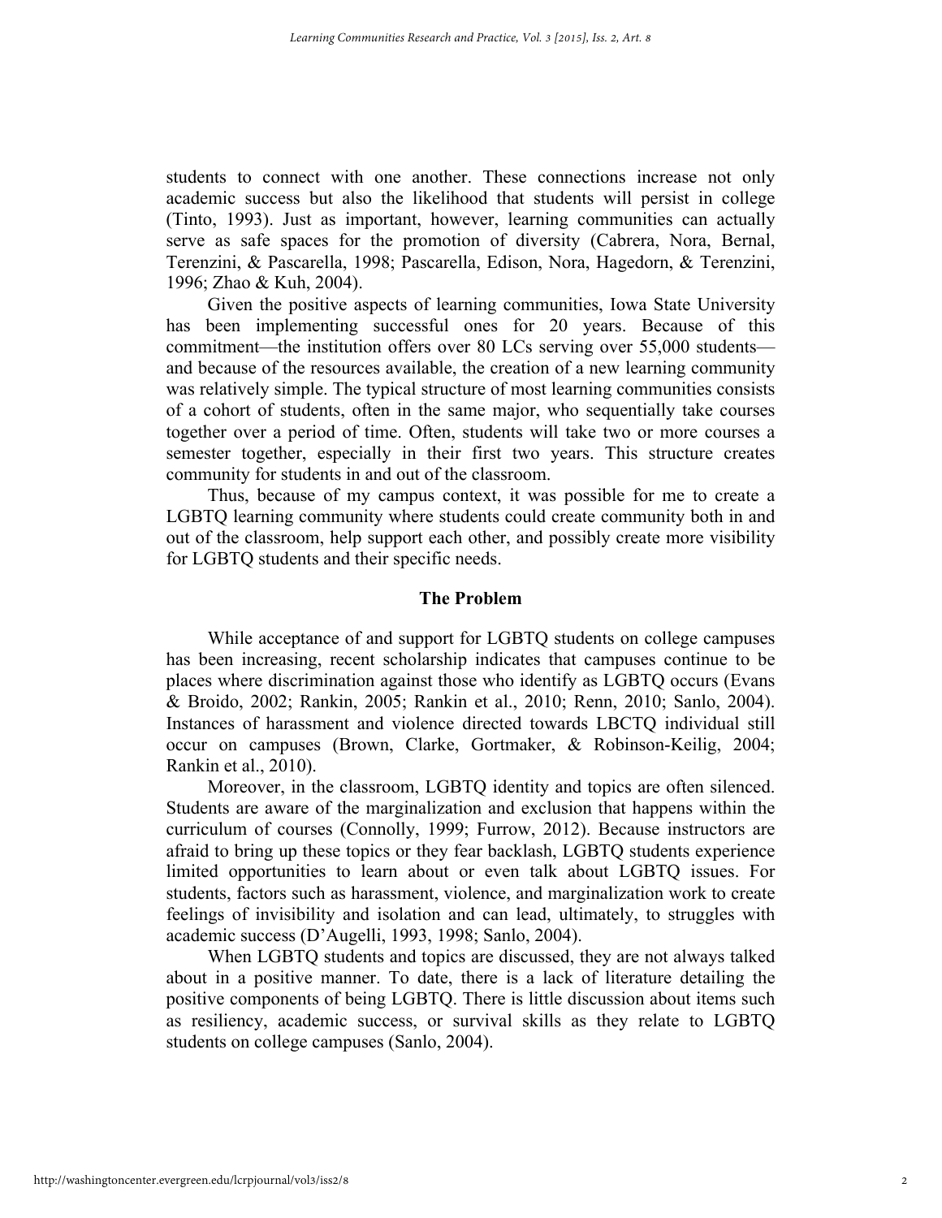students to connect with one another. These connections increase not only academic success but also the likelihood that students will persist in college (Tinto, 1993). Just as important, however, learning communities can actually serve as safe spaces for the promotion of diversity (Cabrera, Nora, Bernal, Terenzini, & Pascarella, 1998; Pascarella, Edison, Nora, Hagedorn, & Terenzini, 1996; Zhao & Kuh, 2004).

Given the positive aspects of learning communities, Iowa State University has been implementing successful ones for 20 years. Because of this commitment—the institution offers over 80 LCs serving over 55,000 students—and because of the resources available, the creation of a new learning community was relatively simple. The typical structure of most learning communities consists of a cohort of students, often in the same major, who sequentially take courses together over a period of time. Often, students will take two or more courses a semester together, especially in their first two years. This structure creates community for students in and out of the classroom.

Thus, because of my campus context, it was possible for me to create a LGBTQ learning community where students could create community both in and out of the classroom, help support each other, and possibly create more visibility for LGBTQ students and their specific needs.

## The Problem

While acceptance of and support for LGBTQ students on college campuses has been increasing, recent scholarship indicates that campuses continue to be places where discrimination against those who identify as LGBTQ occurs (Evans & Broido, 2002; Rankin, 2005; Rankin et al., 2010; Renn, 2010; Sanlo, 2004). Instances of harassment and violence directed towards LBCTQ individual still occur on campuses (Brown, Clarke, Gortmaker, & Robinson-Keilig, 2004; Rankin et al., 2010).

Moreover, in the classroom, LGBTQ identity and topics are often silenced. Students are aware of the marginalization and exclusion that happens within the curriculum of courses (Connolly, 1999; Furrow, 2012). Because instructors are afraid to bring up these topics or they fear backlash, LGBTQ students experience limited opportunities to learn about or even talk about LGBTQ issues. For students, factors such as harassment, violence, and marginalization work to create feelings of invisibility and isolation and can lead, ultimately, to struggles with academic success (D'Augelli, 1993, 1998; Sanlo, 2004).

When LGBTQ students and topics are discussed, they are not always talked about in a positive manner. To date, there is a lack of literature detailing the positive components of being LGBTQ. There is little discussion about items such as resiliency, academic success, or survival skills as they relate to LGBTQ students on college campuses (Sanlo, 2004).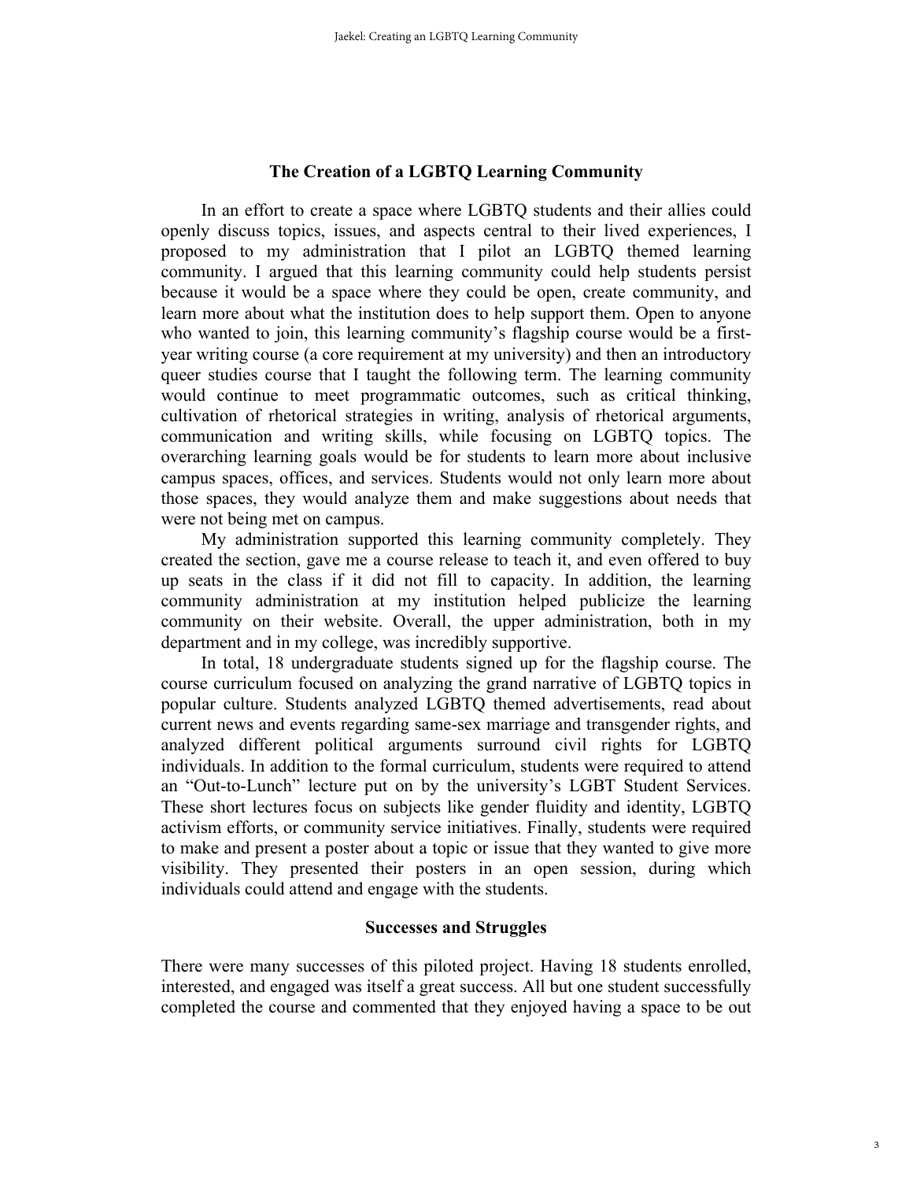## The Creation of a LGBTQ Learning Community

In an effort to create a space where LGBTQ students and their allies could openly discuss topics, issues, and aspects central to their lived experiences, I proposed to my administration that I pilot an LGBTQ themed learning community. I argued that this learning community could help students persist because it would be a space where they could be open, create community, and learn more about what the institution does to help support them. Open to anyone who wanted to join, this learning community's flagship course would be a first-year writing course (a core requirement at my university) and then an introductory queer studies course that I taught the following term. The learning community would continue to meet programmatic outcomes, such as critical thinking, cultivation of rhetorical strategies in writing, analysis of rhetorical arguments, communication and writing skills, while focusing on LGBTQ topics. The overarching learning goals would be for students to learn more about inclusive campus spaces, offices, and services. Students would not only learn more about those spaces, they would analyze them and make suggestions about needs that were not being met on campus.

My administration supported this learning community completely. They created the section, gave me a course release to teach it, and even offered to buy up seats in the class if it did not fill to capacity. In addition, the learning community administration at my institution helped publicize the learning community on their website. Overall, the upper administration, both in my department and in my college, was incredibly supportive.

In total, 18 undergraduate students signed up for the flagship course. The course curriculum focused on analyzing the grand narrative of LGBTQ topics in popular culture. Students analyzed LGBTQ themed advertisements, read about current news and events regarding same-sex marriage and transgender rights, and analyzed different political arguments surround civil rights for LGBTQ individuals. In addition to the formal curriculum, students were required to attend an "Out-to-Lunch" lecture put on by the university's LGBT Student Services. These short lectures focus on subjects like gender fluidity and identity, LGBTQ activism efforts, or community service initiatives. Finally, students were required to make and present a poster about a topic or issue that they wanted to give more visibility. They presented their posters in an open session, during which individuals could attend and engage with the students.

## Successes and Struggles

There were many successes of this piloted project. Having 18 students enrolled, interested, and engaged was itself a great success. All but one student successfully completed the course and commented that they enjoyed having a space to be out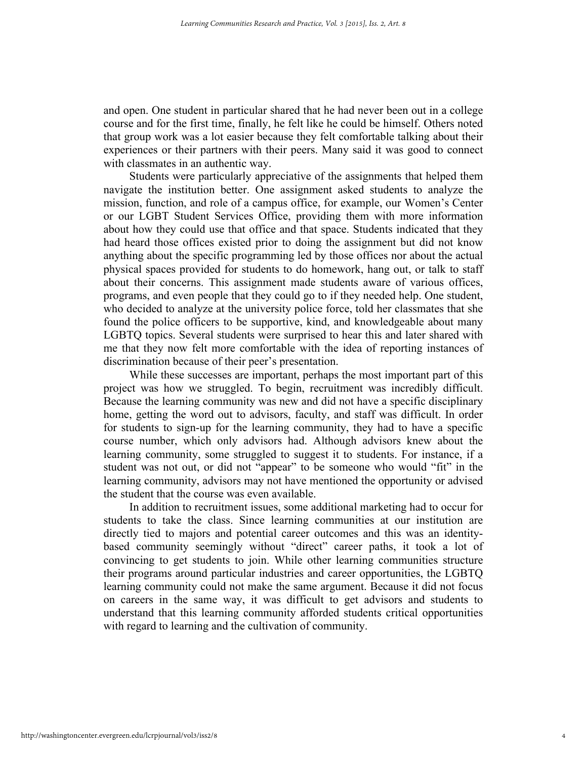and open. One student in particular shared that he had never been out in a college course and for the first time, finally, he felt like he could be himself. Others noted that group work was a lot easier because they felt comfortable talking about their experiences or their partners with their peers. Many said it was good to connect with classmates in an authentic way.

Students were particularly appreciative of the assignments that helped them navigate the institution better. One assignment asked students to analyze the mission, function, and role of a campus office, for example, our Women's Center or our LGBT Student Services Office, providing them with more information about how they could use that office and that space. Students indicated that they had heard those offices existed prior to doing the assignment but did not know anything about the specific programming led by those offices nor about the actual physical spaces provided for students to do homework, hang out, or talk to staff about their concerns. This assignment made students aware of various offices, programs, and even people that they could go to if they needed help. One student, who decided to analyze at the university police force, told her classmates that she found the police officers to be supportive, kind, and knowledgeable about many LGBTQ topics. Several students were surprised to hear this and later shared with me that they now felt more comfortable with the idea of reporting instances of discrimination because of their peer's presentation.

While these successes are important, perhaps the most important part of this project was how we struggled. To begin, recruitment was incredibly difficult. Because the learning community was new and did not have a specific disciplinary home, getting the word out to advisors, faculty, and staff was difficult. In order for students to sign-up for the learning community, they had to have a specific course number, which only advisors had. Although advisors knew about the learning community, some struggled to suggest it to students. For instance, if a student was not out, or did not "appear" to be someone who would "fit" in the learning community, advisors may not have mentioned the opportunity or advised the student that the course was even available.

In addition to recruitment issues, some additional marketing had to occur for students to take the class. Since learning communities at our institution are directly tied to majors and potential career outcomes and this was an identity-based community seemingly without "direct" career paths, it took a lot of convincing to get students to join. While other learning communities structure their programs around particular industries and career opportunities, the LGBTQ learning community could not make the same argument. Because it did not focus on careers in the same way, it was difficult to get advisors and students to understand that this learning community afforded students critical opportunities with regard to learning and the cultivation of community.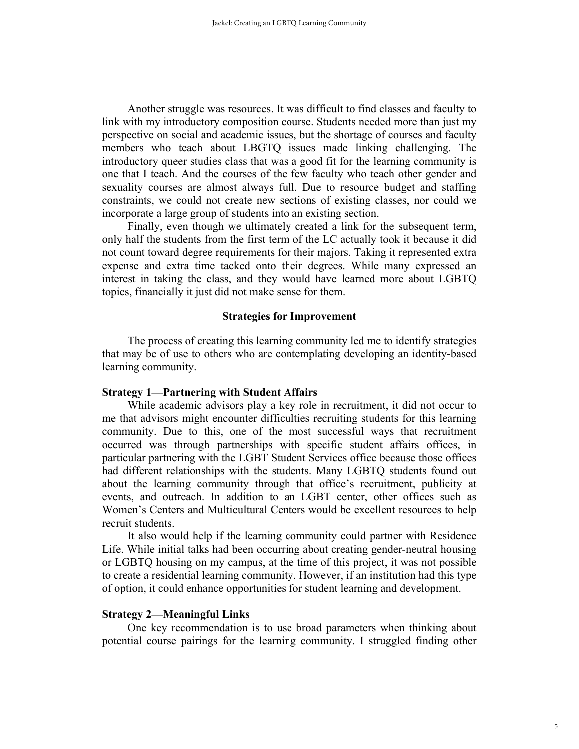Another struggle was resources. It was difficult to find classes and faculty to link with my introductory composition course. Students needed more than just my perspective on social and academic issues, but the shortage of courses and faculty members who teach about LBGTQ issues made linking challenging. The introductory queer studies class that was a good fit for the learning community is one that I teach. And the courses of the few faculty who teach other gender and sexuality courses are almost always full. Due to resource budget and staffing constraints, we could not create new sections of existing classes, nor could we incorporate a large group of students into an existing section.

Finally, even though we ultimately created a link for the subsequent term, only half the students from the first term of the LC actually took it because it did not count toward degree requirements for their majors. Taking it represented extra expense and extra time tacked onto their degrees. While many expressed an interest in taking the class, and they would have learned more about LGBTQ topics, financially it just did not make sense for them.

## Strategies for Improvement

The process of creating this learning community led me to identify strategies that may be of use to others who are contemplating developing an identity-based learning community.

### Strategy 1—Partnering with Student Affairs

While academic advisors play a key role in recruitment, it did not occur to me that advisors might encounter difficulties recruiting students for this learning community. Due to this, one of the most successful ways that recruitment occurred was through partnerships with specific student affairs offices, in particular partnering with the LGBT Student Services office because those offices had different relationships with the students. Many LGBTQ students found out about the learning community through that office's recruitment, publicity at events, and outreach. In addition to an LGBT center, other offices such as Women's Centers and Multicultural Centers would be excellent resources to help recruit students.

It also would help if the learning community could partner with Residence Life. While initial talks had been occurring about creating gender-neutral housing or LGBTQ housing on my campus, at the time of this project, it was not possible to create a residential learning community. However, if an institution had this type of option, it could enhance opportunities for student learning and development.

### Strategy 2—Meaningful Links

One key recommendation is to use broad parameters when thinking about potential course pairings for the learning community. I struggled finding other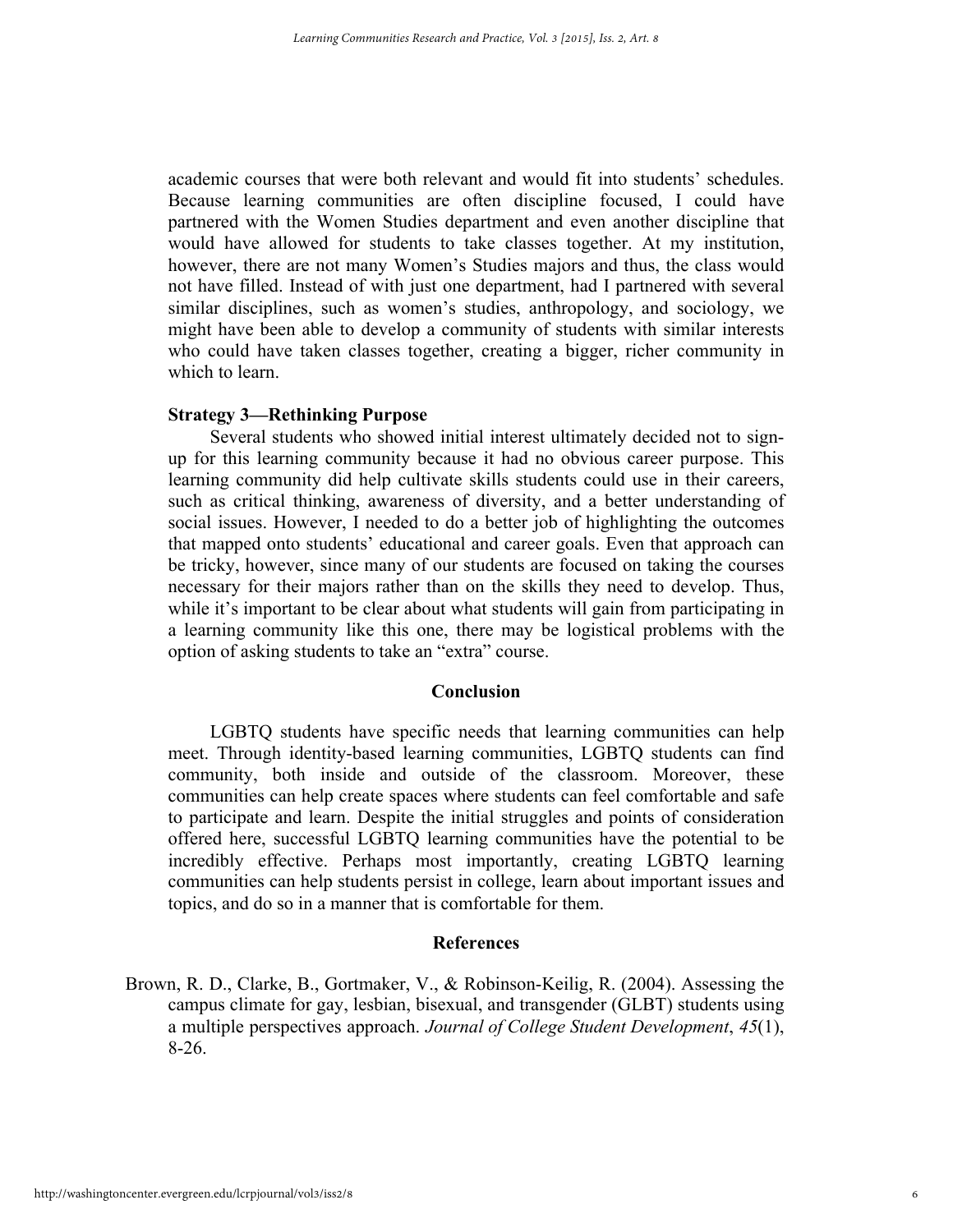academic courses that were both relevant and would fit into students' schedules. Because learning communities are often discipline focused, I could have partnered with the Women Studies department and even another discipline that would have allowed for students to take classes together. At my institution, however, there are not many Women's Studies majors and thus, the class would not have filled. Instead of with just one department, had I partnered with several similar disciplines, such as women's studies, anthropology, and sociology, we might have been able to develop a community of students with similar interests who could have taken classes together, creating a bigger, richer community in which to learn.

### Strategy 3—Rethinking Purpose

Several students who showed initial interest ultimately decided not to sign-up for this learning community because it had no obvious career purpose. This learning community did help cultivate skills students could use in their careers, such as critical thinking, awareness of diversity, and a better understanding of social issues. However, I needed to do a better job of highlighting the outcomes that mapped onto students' educational and career goals. Even that approach can be tricky, however, since many of our students are focused on taking the courses necessary for their majors rather than on the skills they need to develop. Thus, while it's important to be clear about what students will gain from participating in a learning community like this one, there may be logistical problems with the option of asking students to take an "extra" course.

## Conclusion

LGBTQ students have specific needs that learning communities can help meet. Through identity-based learning communities, LGBTQ students can find community, both inside and outside of the classroom. Moreover, these communities can help create spaces where students can feel comfortable and safe to participate and learn. Despite the initial struggles and points of consideration offered here, successful LGBTQ learning communities have the potential to be incredibly effective. Perhaps most importantly, creating LGBTQ learning communities can help students persist in college, learn about important issues and topics, and do so in a manner that is comfortable for them.

## References

Brown, R. D., Clarke, B., Gortmaker, V., & Robinson-Keilig, R. (2004). Assessing the campus climate for gay, lesbian, bisexual, and transgender (GLBT) students using a multiple perspectives approach. *Journal of College Student Development*, *45*(1), 8-26.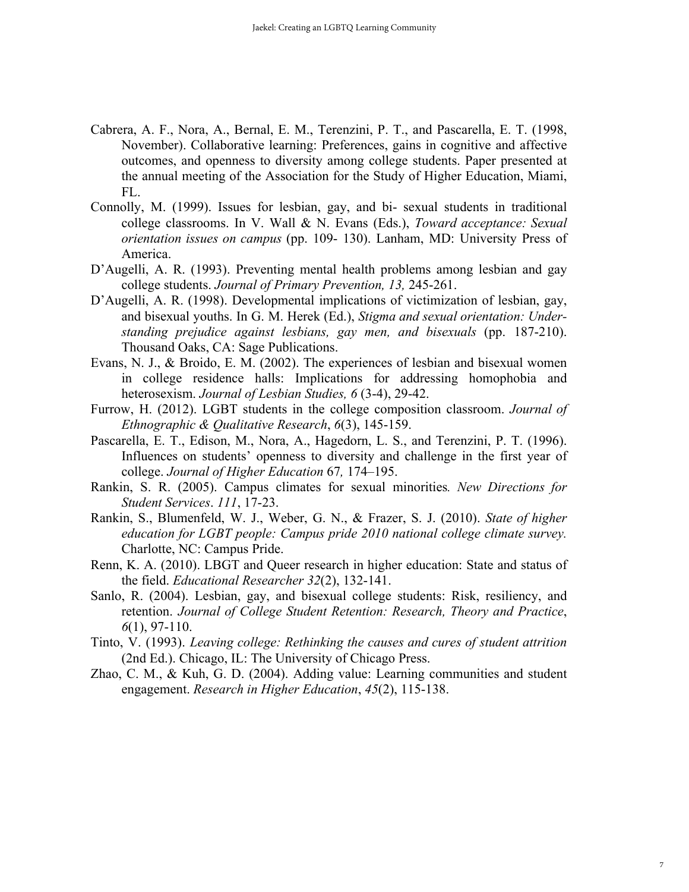Cabrera, A. F., Nora, A., Bernal, E. M., Terenzini, P. T., and Pascarella, E. T. (1998, November). Collaborative learning: Preferences, gains in cognitive and affective outcomes, and openness to diversity among college students. Paper presented at the annual meeting of the Association for the Study of Higher Education, Miami, FL.

Connolly, M. (1999). Issues for lesbian, gay, and bi- sexual students in traditional college classrooms. In V. Wall & N. Evans (Eds.), *Toward acceptance: Sexual orientation issues on campus* (pp. 109- 130). Lanham, MD: University Press of America.

D'Augelli, A. R. (1993). Preventing mental health problems among lesbian and gay college students. *Journal of Primary Prevention, 13,* 245-261.

D'Augelli, A. R. (1998). Developmental implications of victimization of lesbian, gay, and bisexual youths. In G. M. Herek (Ed.), *Stigma and sexual orientation: Understanding prejudice against lesbians, gay men, and bisexuals* (pp. 187-210). Thousand Oaks, CA: Sage Publications.

Evans, N. J., & Broido, E. M. (2002). The experiences of lesbian and bisexual women in college residence halls: Implications for addressing homophobia and heterosexism. *Journal of Lesbian Studies, 6* (3-4), 29-42.

Furrow, H. (2012). LGBT students in the college composition classroom. *Journal of Ethnographic & Qualitative Research*, *6*(3), 145-159.

Pascarella, E. T., Edison, M., Nora, A., Hagedorn, L. S., and Terenzini, P. T. (1996). Influences on students' openness to diversity and challenge in the first year of college. *Journal of Higher Education* 67*,* 174–195.

Rankin, S. R. (2005). Campus climates for sexual minorities*. New Directions for Student Services*. *111*, 17-23.

Rankin, S., Blumenfeld, W. J., Weber, G. N., & Frazer, S. J. (2010). *State of higher education for LGBT people: Campus pride 2010 national college climate survey.* Charlotte, NC: Campus Pride.

Renn, K. A. (2010). LBGT and Queer research in higher education: State and status of the field. *Educational Researcher 32*(2), 132-141.

Sanlo, R. (2004). Lesbian, gay, and bisexual college students: Risk, resiliency, and retention. *Journal of College Student Retention: Research, Theory and Practice*, *6*(1), 97-110.

Tinto, V. (1993). *Leaving college: Rethinking the causes and cures of student attrition* (2nd Ed.). Chicago, IL: The University of Chicago Press.

Zhao, C. M., & Kuh, G. D. (2004). Adding value: Learning communities and student engagement. *Research in Higher Education*, *45*(2), 115-138.